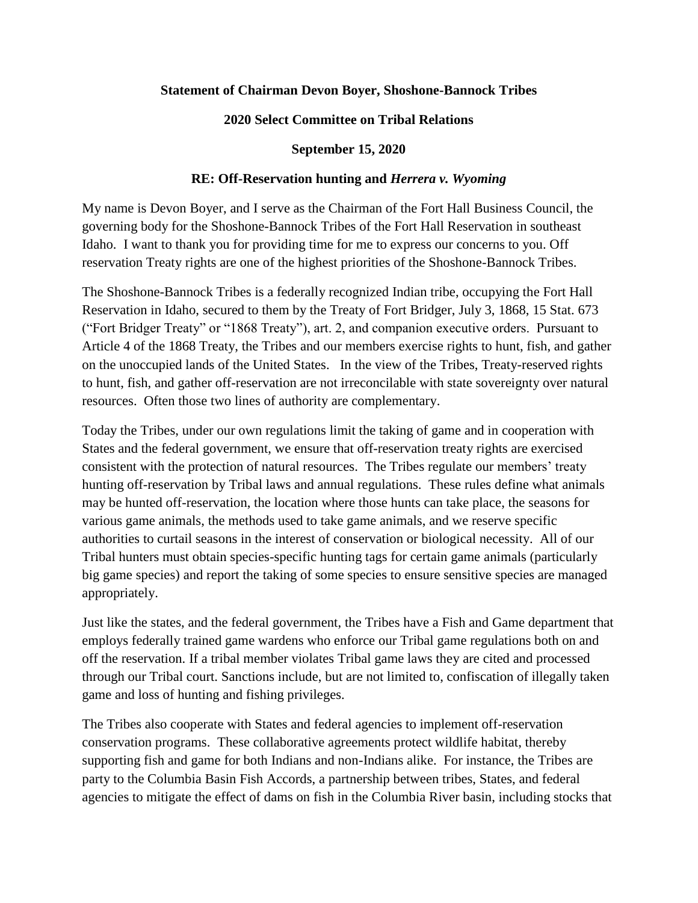**Statement of Chairman Devon Boyer, Shoshone-Bannock Tribes**

**2020 Select Committee on Tribal Relations**

**September 15, 2020**

**RE: Off-Reservation hunting and *Herrera v. Wyoming***

My name is Devon Boyer, and I serve as the Chairman of the Fort Hall Business Council, the governing body for the Shoshone-Bannock Tribes of the Fort Hall Reservation in southeast Idaho. I want to thank you for providing time for me to express our concerns to you. Off reservation Treaty rights are one of the highest priorities of the Shoshone-Bannock Tribes.

The Shoshone-Bannock Tribes is a federally recognized Indian tribe, occupying the Fort Hall Reservation in Idaho, secured to them by the Treaty of Fort Bridger, July 3, 1868, 15 Stat. 673 ("Fort Bridger Treaty" or "1868 Treaty"), art. 2, and companion executive orders. Pursuant to Article 4 of the 1868 Treaty, the Tribes and our members exercise rights to hunt, fish, and gather on the unoccupied lands of the United States. In the view of the Tribes, Treaty-reserved rights to hunt, fish, and gather off-reservation are not irreconcilable with state sovereignty over natural resources. Often those two lines of authority are complementary.

Today the Tribes, under our own regulations limit the taking of game and in cooperation with States and the federal government, we ensure that off-reservation treaty rights are exercised consistent with the protection of natural resources. The Tribes regulate our members' treaty hunting off-reservation by Tribal laws and annual regulations. These rules define what animals may be hunted off-reservation, the location where those hunts can take place, the seasons for various game animals, the methods used to take game animals, and we reserve specific authorities to curtail seasons in the interest of conservation or biological necessity. All of our Tribal hunters must obtain species-specific hunting tags for certain game animals (particularly big game species) and report the taking of some species to ensure sensitive species are managed appropriately.

Just like the states, and the federal government, the Tribes have a Fish and Game department that employs federally trained game wardens who enforce our Tribal game regulations both on and off the reservation. If a tribal member violates Tribal game laws they are cited and processed through our Tribal court. Sanctions include, but are not limited to, confiscation of illegally taken game and loss of hunting and fishing privileges.

The Tribes also cooperate with States and federal agencies to implement off-reservation conservation programs. These collaborative agreements protect wildlife habitat, thereby supporting fish and game for both Indians and non-Indians alike. For instance, the Tribes are party to the Columbia Basin Fish Accords, a partnership between tribes, States, and federal agencies to mitigate the effect of dams on fish in the Columbia River basin, including stocks that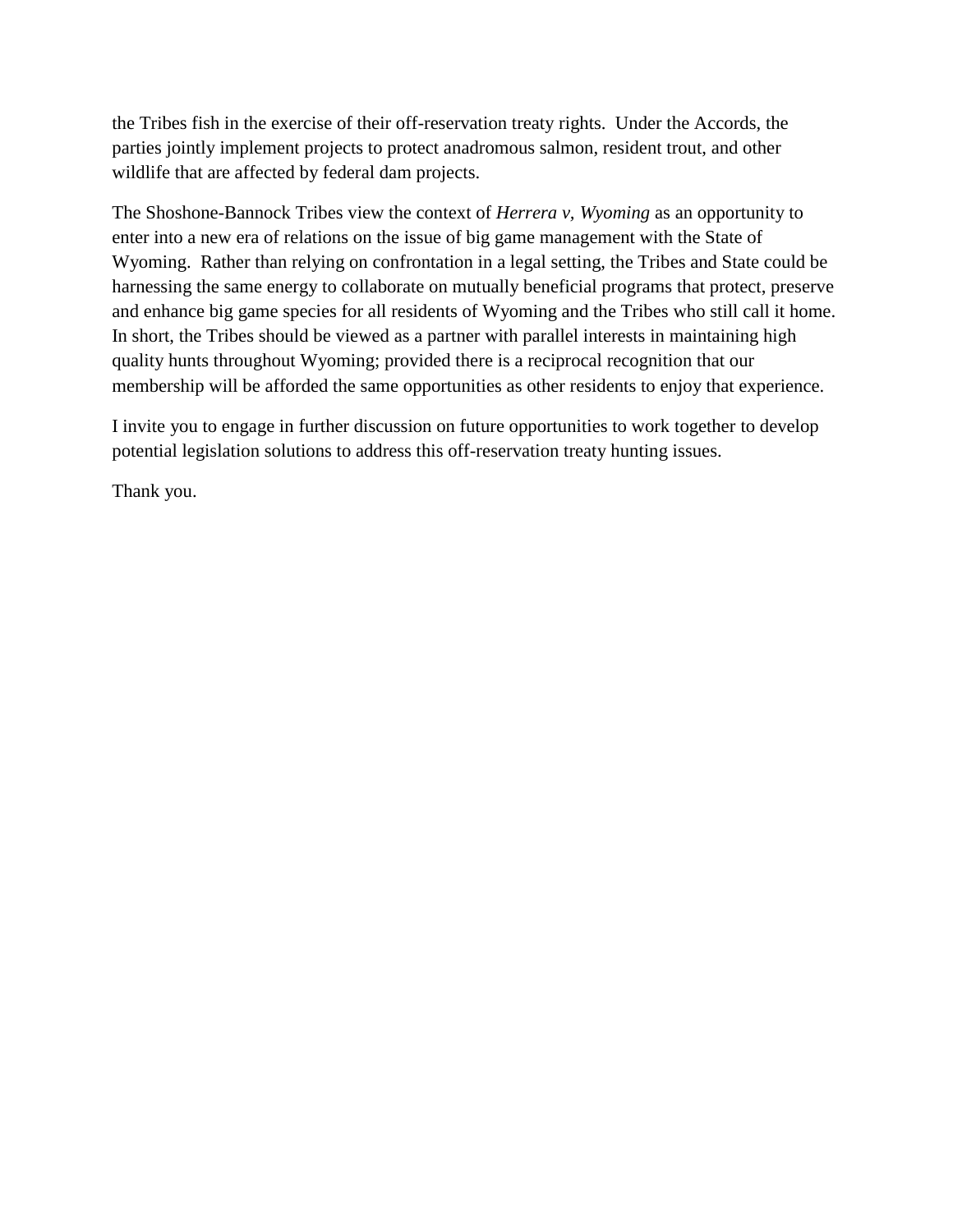the Tribes fish in the exercise of their off-reservation treaty rights. Under the Accords, the parties jointly implement projects to protect anadromous salmon, resident trout, and other wildlife that are affected by federal dam projects.

The Shoshone-Bannock Tribes view the context of *Herrera v, Wyoming* as an opportunity to enter into a new era of relations on the issue of big game management with the State of Wyoming. Rather than relying on confrontation in a legal setting, the Tribes and State could be harnessing the same energy to collaborate on mutually beneficial programs that protect, preserve and enhance big game species for all residents of Wyoming and the Tribes who still call it home. In short, the Tribes should be viewed as a partner with parallel interests in maintaining high quality hunts throughout Wyoming; provided there is a reciprocal recognition that our membership will be afforded the same opportunities as other residents to enjoy that experience.

I invite you to engage in further discussion on future opportunities to work together to develop potential legislation solutions to address this off-reservation treaty hunting issues.

Thank you.